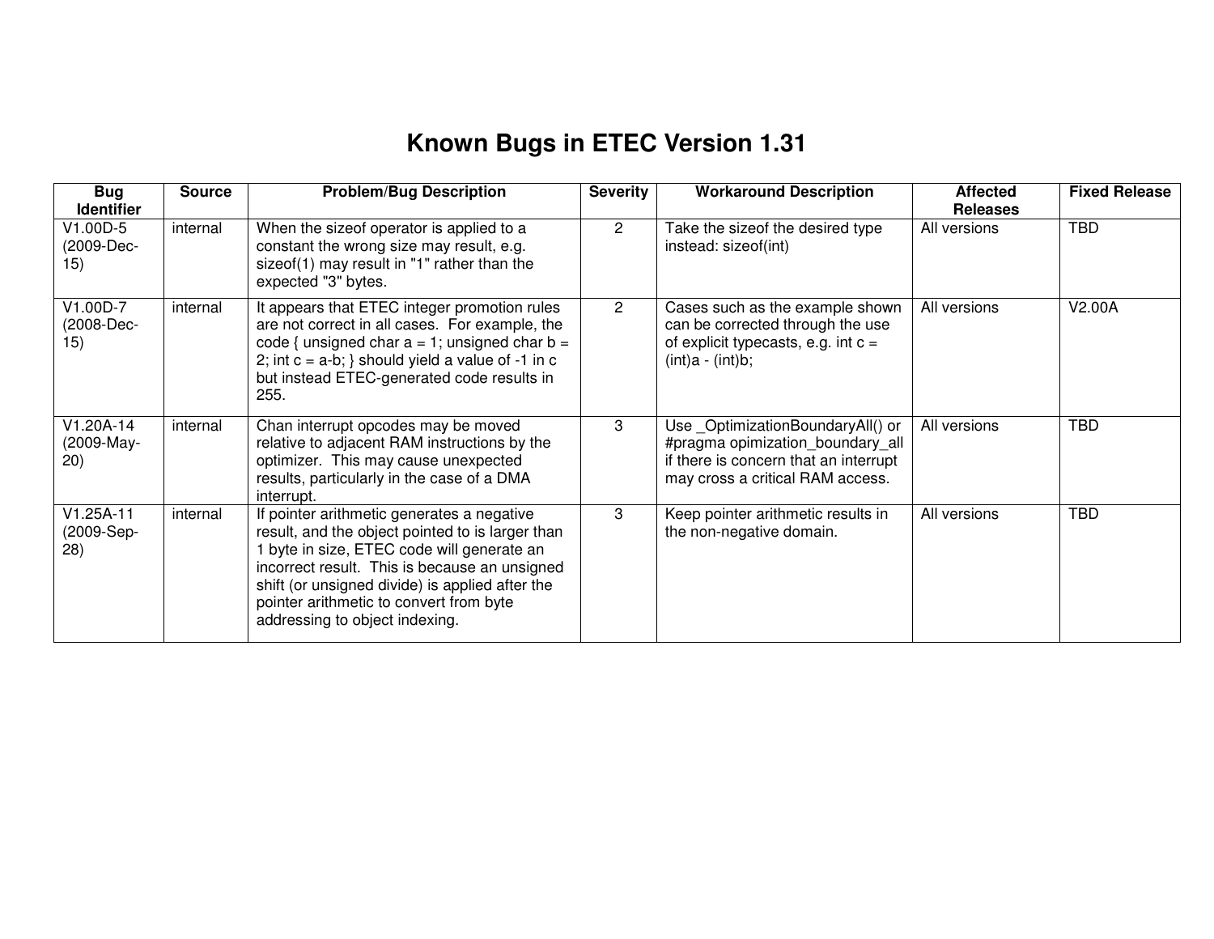# Known Bugs in ETEC Version 1.31

| Bug Identifier | Source | Problem/Bug Description | Severity | Workaround Description | Affected Releases | Fixed Release |
|---|---|---|---|---|---|---|
| V1.00D-5 (2009-Dec-15) | internal | When the sizeof operator is applied to a constant the wrong size may result, e.g. sizeof(1) may result in "1" rather than the expected "3" bytes. | 2 | Take the sizeof the desired type instead: sizeof(int) | All versions | TBD |
| V1.00D-7 (2008-Dec-15) | internal | It appears that ETEC integer promotion rules are not correct in all cases. For example, the code { unsigned char a = 1; unsigned char b = 2; int c = a-b; } should yield a value of -1 in c but instead ETEC-generated code results in 255. | 2 | Cases such as the example shown can be corrected through the use of explicit typecasts, e.g. int c = (int)a - (int)b; | All versions | V2.00A |
| V1.20A-14 (2009-May-20) | internal | Chan interrupt opcodes may be moved relative to adjacent RAM instructions by the optimizer. This may cause unexpected results, particularly in the case of a DMA interrupt. | 3 | Use _OptimizationBoundaryAll() or #pragma opimization_boundary_all if there is concern that an interrupt may cross a critical RAM access. | All versions | TBD |
| V1.25A-11 (2009-Sep-28) | internal | If pointer arithmetic generates a negative result, and the object pointed to is larger than 1 byte in size, ETEC code will generate an incorrect result. This is because an unsigned shift (or unsigned divide) is applied after the pointer arithmetic to convert from byte addressing to object indexing. | 3 | Keep pointer arithmetic results in the non-negative domain. | All versions | TBD |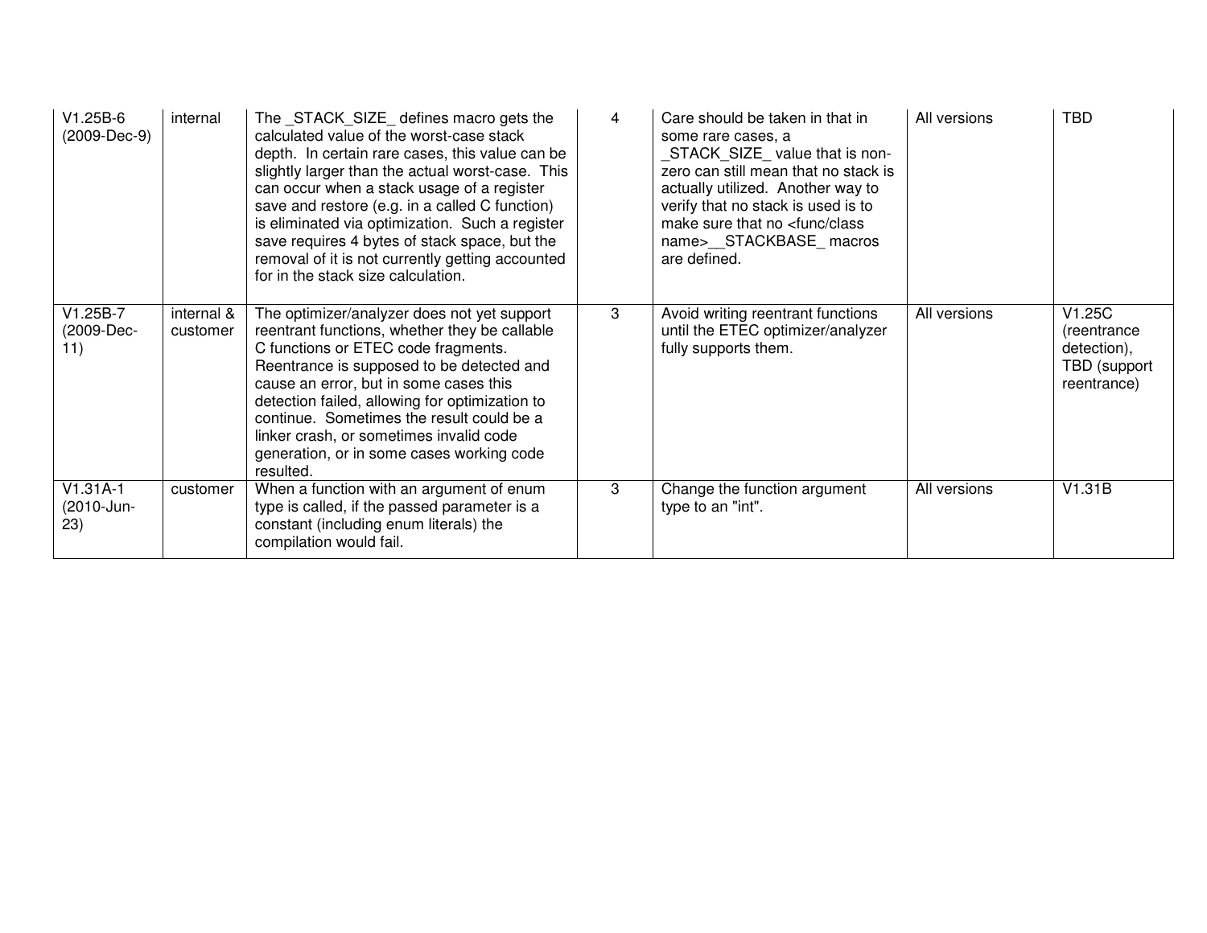| | | | | | | |
|---|---|---|---|---|---|---|
| V1.25B-6 (2009-Dec-9) | internal | The _STACK_SIZE_ defines macro gets the calculated value of the worst-case stack depth. In certain rare cases, this value can be slightly larger than the actual worst-case. This can occur when a stack usage of a register save and restore (e.g. in a called C function) is eliminated via optimization. Such a register save requires 4 bytes of stack space, but the removal of it is not currently getting accounted for in the stack size calculation. | 4 | Care should be taken in that in some rare cases, a _STACK_SIZE_ value that is non-zero can still mean that no stack is actually utilized. Another way to verify that no stack is used is to make sure that no <func/class name>__STACKBASE_ macros are defined. | All versions | TBD |
| V1.25B-7 (2009-Dec-11) | internal & customer | The optimizer/analyzer does not yet support reentrant functions, whether they be callable C functions or ETEC code fragments. Reentrance is supposed to be detected and cause an error, but in some cases this detection failed, allowing for optimization to continue. Sometimes the result could be a linker crash, or sometimes invalid code generation, or in some cases working code resulted. | 3 | Avoid writing reentrant functions until the ETEC optimizer/analyzer fully supports them. | All versions | V1.25C (reentrance detection), TBD (support reentrance) |
| V1.31A-1 (2010-Jun-23) | customer | When a function with an argument of enum type is called, if the passed parameter is a constant (including enum literals) the compilation would fail. | 3 | Change the function argument type to an "int". | All versions | V1.31B |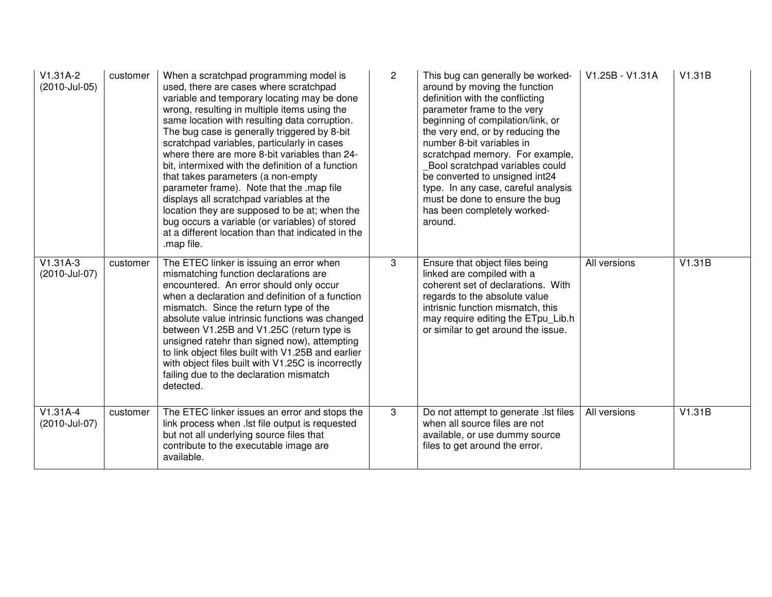| | | | | | | |
|---|---|---|---|---|---|---|
| V1.31A-2 (2010-Jul-05) | customer | When a scratchpad programming model is used, there are cases where scratchpad variable and temporary locating may be done wrong, resulting in multiple items using the same location with resulting data corruption. The bug case is generally triggered by 8-bit scratchpad variables, particularly in cases where there are more 8-bit variables than 24-bit, intermixed with the definition of a function that takes parameters (a non-empty parameter frame). Note that the .map file displays all scratchpad variables at the location they are supposed to be at; when the bug occurs a variable (or variables) of stored at a different location than that indicated in the .map file. | 2 | This bug can generally be worked-around by moving the function definition with the conflicting parameter frame to the very beginning of compilation/link, or the very end, or by reducing the number 8-bit variables in scratchpad memory. For example, _Bool scratchpad variables could be converted to unsigned int24 type. In any case, careful analysis must be done to ensure the bug has been completely worked-around. | V1.25B - V1.31A | V1.31B |
| V1.31A-3 (2010-Jul-07) | customer | The ETEC linker is issuing an error when mismatching function declarations are encountered. An error should only occur when a declaration and definition of a function mismatch. Since the return type of the absolute value intrinsic functions was changed between V1.25B and V1.25C (return type is unsigned ratehr than signed now), attempting to link object files built with V1.25B and earlier with object files built with V1.25C is incorrectly failing due to the declaration mismatch detected. | 3 | Ensure that object files being linked are compiled with a coherent set of declarations. With regards to the absolute value intrisnic function mismatch, this may require editing the ETpu_Lib.h or similar to get around the issue. | All versions | V1.31B |
| V1.31A-4 (2010-Jul-07) | customer | The ETEC linker issues an error and stops the link process when .lst file output is requested but not all underlying source files that contribute to the executable image are available. | 3 | Do not attempt to generate .lst files when all source files are not available, or use dummy source files to get around the error. | All versions | V1.31B |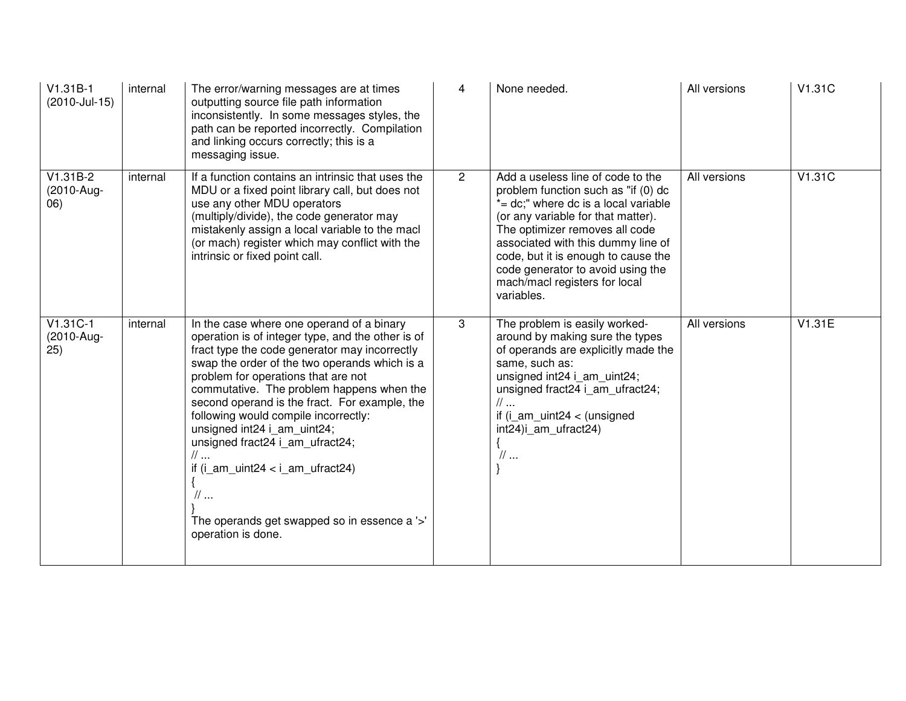| | | | | | | |
|---|---|---|---|---|---|---|
| V1.31B-1 (2010-Jul-15) | internal | The error/warning messages are at times outputting source file path information inconsistently. In some messages styles, the path can be reported incorrectly. Compilation and linking occurs correctly; this is a messaging issue. | 4 | None needed. | All versions | V1.31C |
| V1.31B-2 (2010-Aug-06) | internal | If a function contains an intrinsic that uses the MDU or a fixed point library call, but does not use any other MDU operators (multiply/divide), the code generator may mistakenly assign a local variable to the macl (or mach) register which may conflict with the intrinsic or fixed point call. | 2 | Add a useless line of code to the problem function such as "if (0) dc *= dc;" where dc is a local variable (or any variable for that matter). The optimizer removes all code associated with this dummy line of code, but it is enough to cause the code generator to avoid using the mach/macl registers for local variables. | All versions | V1.31C |
| V1.31C-1 (2010-Aug-25) | internal | In the case where one operand of a binary operation is of integer type, and the other is of fract type the code generator may incorrectly swap the order of the two operands which is a problem for operations that are not commutative. The problem happens when the second operand is the fract. For example, the following would compile incorrectly:<br>unsigned int24 i_am_uint24;<br>unsigned fract24 i_am_ufract24;<br>// ...<br>if (i_am_uint24 < i_am_ufract24)<br>{<br>// ...<br>}<br>The operands get swapped so in essence a '>' operation is done. | 3 | The problem is easily worked-around by making sure the types of operands are explicitly made the same, such as:<br>unsigned int24 i_am_uint24;<br>unsigned fract24 i_am_ufract24;<br>// ...<br>if (i_am_uint24 < (unsigned int24)i_am_ufract24)<br>{<br>// ...<br>} | All versions | V1.31E |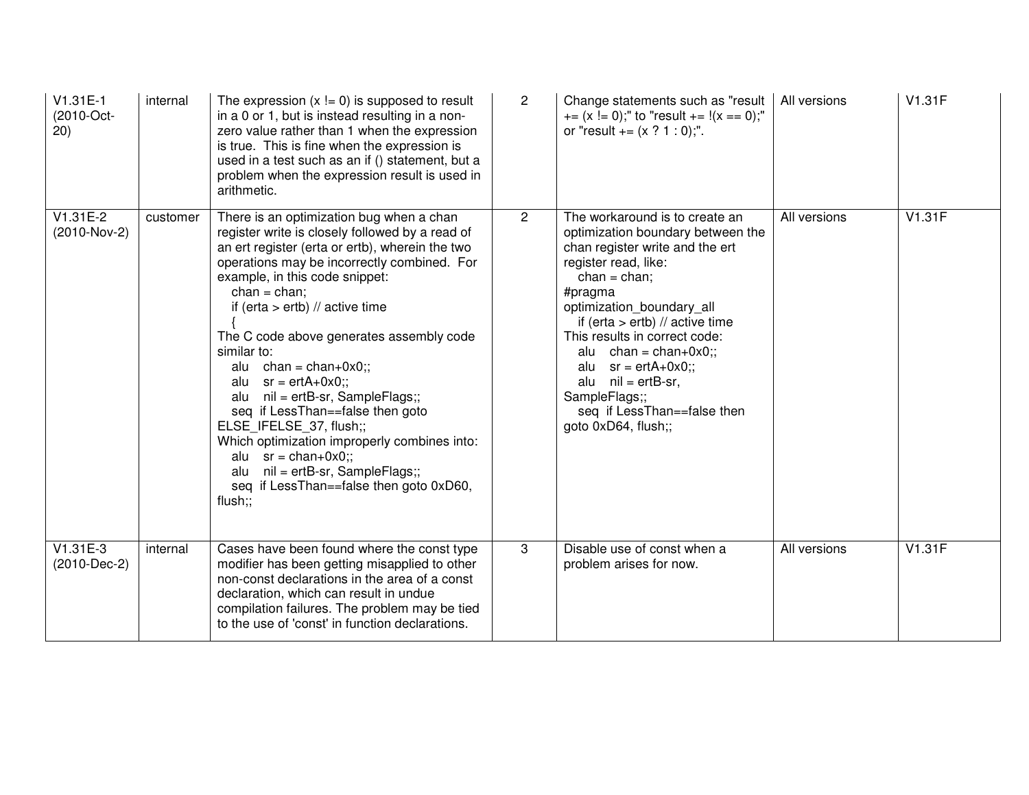| | | | | | | |
|---|---|---|---|---|---|---|
| V1.31E-1 (2010-Oct-20) | internal | The expression (x != 0) is supposed to result in a 0 or 1, but is instead resulting in a non-zero value rather than 1 when the expression is true. This is fine when the expression is used in a test such as an if () statement, but a problem when the expression result is used in arithmetic. | 2 | Change statements such as "result += (x != 0);" to "result += !(x == 0);" or "result += (x ? 1 : 0);". | All versions | V1.31F |
| V1.31E-2 (2010-Nov-2) | customer | There is an optimization bug when a chan register write is closely followed by a read of an ert register (erta or ertb), wherein the two operations may be incorrectly combined. For example, in this code snippet:<br>  chan = chan;<br>  if (erta > ertb) // active time<br>  {<br>The C code above generates assembly code similar to:<br>  alu  chan = chan+0x0;;<br>  alu  sr = ertA+0x0;;<br>  alu  nil = ertB-sr, SampleFlags;;<br>  seq  if LessThan==false then goto ELSE_IFELSE_37, flush;;<br>Which optimization improperly combines into:<br>  alu  sr = chan+0x0;;<br>  alu  nil = ertB-sr, SampleFlags;;<br>  seq  if LessThan==false then goto 0xD60, flush;; | 2 | The workaround is to create an optimization boundary between the chan register write and the ert register read, like:<br>  chan = chan;<br>#pragma optimization_boundary_all<br>  if (erta > ertb) // active time<br>This results in correct code:<br>  alu  chan = chan+0x0;;<br>  alu  sr = ertA+0x0;;<br>  alu  nil = ertB-sr, SampleFlags;;<br>  seq  if LessThan==false then goto 0xD64, flush;; | All versions | V1.31F |
| V1.31E-3 (2010-Dec-2) | internal | Cases have been found where the const type modifier has been getting misapplied to other non-const declarations in the area of a const declaration, which can result in undue compilation failures. The problem may be tied to the use of 'const' in function declarations. | 3 | Disable use of const when a problem arises for now. | All versions | V1.31F |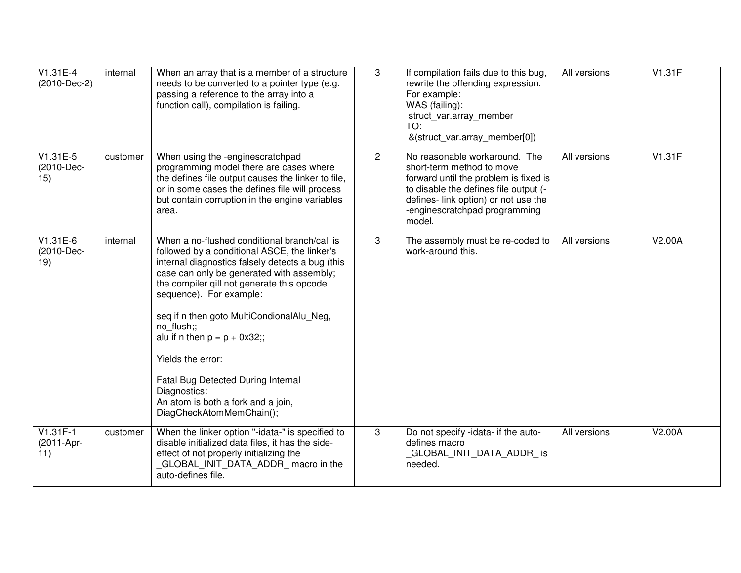| | | | | | | |
|---|---|---|---|---|---|---|
| V1.31E-4 (2010-Dec-2) | internal | When an array that is a member of a structure needs to be converted to a pointer type (e.g. passing a reference to the array into a function call), compilation is failing. | 3 | If compilation fails due to this bug, rewrite the offending expression. For example:<br>WAS (failing):<br>struct_var.array_member<br>TO:<br>&(struct_var.array_member[0]) | All versions | V1.31F |
| V1.31E-5 (2010-Dec-15) | customer | When using the -enginescratchpad programming model there are cases where the defines file output causes the linker to file, or in some cases the defines file will process but contain corruption in the engine variables area. | 2 | No reasonable workaround. The short-term method to move forward until the problem is fixed is to disable the defines file output (-defines- link option) or not use the -enginescratchpad programming model. | All versions | V1.31F |
| V1.31E-6 (2010-Dec-19) | internal | When a no-flushed conditional branch/call is followed by a conditional ASCE, the linker's internal diagnostics falsely detects a bug (this case can only be generated with assembly; the compiler qill not generate this opcode sequence). For example:<br><br>seq if n then goto MultiCondionalAlu_Neg, no_flush;;<br>alu if n then p = p + 0x32;;<br><br>Yields the error:<br><br>Fatal Bug Detected During Internal Diagnostics:<br>An atom is both a fork and a join, DiagCheckAtomMemChain(); | 3 | The assembly must be re-coded to work-around this. | All versions | V2.00A |
| V1.31F-1 (2011-Apr-11) | customer | When the linker option "-idata-" is specified to disable initialized data files, it has the side-effect of not properly initializing the _GLOBAL_INIT_DATA_ADDR_ macro in the auto-defines file. | 3 | Do not specify -idata- if the auto-defines macro _GLOBAL_INIT_DATA_ADDR_ is needed. | All versions | V2.00A |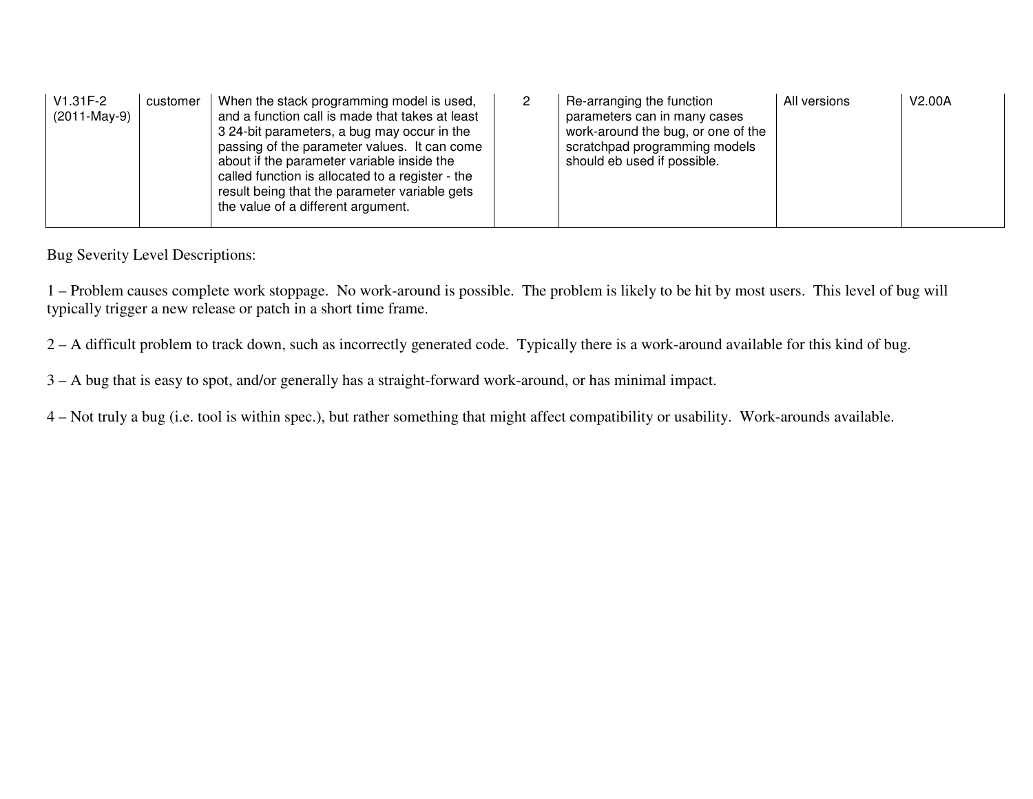| | | | | | | |
|---|---|---|---|---|---|---|
| V1.31F-2 (2011-May-9) | customer | When the stack programming model is used, and a function call is made that takes at least 3 24-bit parameters, a bug may occur in the passing of the parameter values. It can come about if the parameter variable inside the called function is allocated to a register - the result being that the parameter variable gets the value of a different argument. | 2 | Re-arranging the function parameters can in many cases work-around the bug, or one of the scratchpad programming models should eb used if possible. | All versions | V2.00A |

Bug Severity Level Descriptions:

1 – Problem causes complete work stoppage. No work-around is possible. The problem is likely to be hit by most users. This level of bug will typically trigger a new release or patch in a short time frame.

2 – A difficult problem to track down, such as incorrectly generated code. Typically there is a work-around available for this kind of bug.

3 – A bug that is easy to spot, and/or generally has a straight-forward work-around, or has minimal impact.

4 – Not truly a bug (i.e. tool is within spec.), but rather something that might affect compatibility or usability. Work-arounds available.